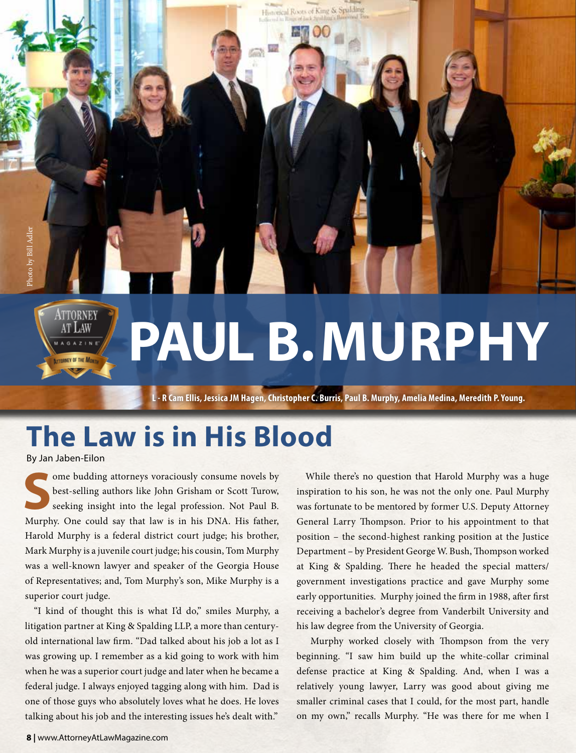# PAUL B. MURPHY

Photo by Bill Adler

**L - R Cam Ellis, Jessica JM Hagen, Christopher C. Burris, Paul B. Murphy, Amelia Medina, Meredith P. Young.**

## The Law is in His Blood

By Jan Jaben-Eilon

Some budding attorneys voraciously consume novels by best-selling authors like John Grisham or Scott Turow, seeking insight into the legal profession. Not Paul B. Murphy. One could say that law is in his DNA. His father, Harold Murphy is a federal district court judge; his brother, Mark Murphy is a juvenile court judge; his cousin, Tom Murphy was a well-known lawyer and speaker of the Georgia House of Representatives; and, Tom Murphy's son, Mike Murphy is a superior court judge.

"I kind of thought this is what I'd do," smiles Murphy, a litigation partner at King & Spalding LLP, a more than century-old international law firm. "Dad talked about his job a lot as I was growing up. I remember as a kid going to work with him when he was a superior court judge and later when he became a federal judge. I always enjoyed tagging along with him. Dad is one of those guys who absolutely loves what he does. He loves talking about his job and the interesting issues he's dealt with."

While there's no question that Harold Murphy was a huge inspiration to his son, he was not the only one. Paul Murphy was fortunate to be mentored by former U.S. Deputy Attorney General Larry Thompson. Prior to his appointment to that position – the second-highest ranking position at the Justice Department – by President George W. Bush, Thompson worked at King & Spalding. There he headed the special matters/government investigations practice and gave Murphy some early opportunities. Murphy joined the firm in 1988, after first receiving a bachelor's degree from Vanderbilt University and his law degree from the University of Georgia.

Murphy worked closely with Thompson from the very beginning. "I saw him build up the white-collar criminal defense practice at King & Spalding. And, when I was a relatively young lawyer, Larry was good about giving me smaller criminal cases that I could, for the most part, handle on my own," recalls Murphy. "He was there for me when I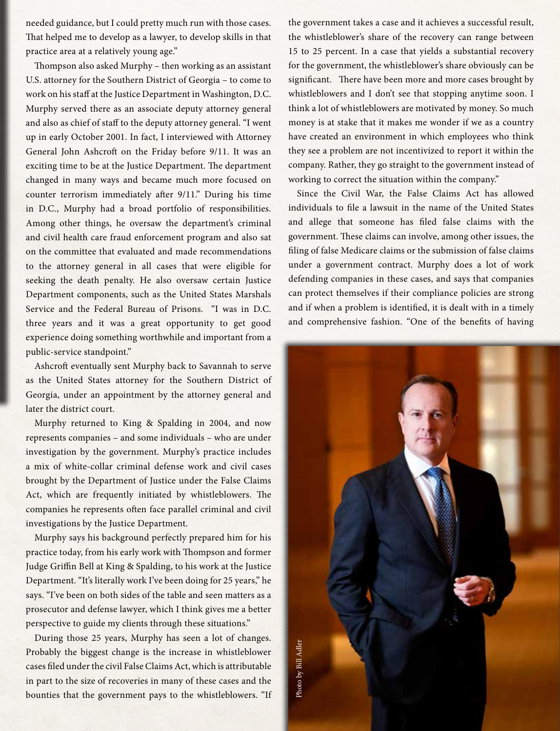needed guidance, but I could pretty much run with those cases. That helped me to develop as a lawyer, to develop skills in that practice area at a relatively young age."

Thompson also asked Murphy – then working as an assistant U.S. attorney for the Southern District of Georgia – to come to work on his staff at the Justice Department in Washington, D.C. Murphy served there as an associate deputy attorney general and also as chief of staff to the deputy attorney general. "I went up in early October 2001. In fact, I interviewed with Attorney General John Ashcroft on the Friday before 9/11. It was an exciting time to be at the Justice Department. The department changed in many ways and became much more focused on counter terrorism immediately after 9/11." During his time in D.C., Murphy had a broad portfolio of responsibilities. Among other things, he oversaw the department's criminal and civil health care fraud enforcement program and also sat on the committee that evaluated and made recommendations to the attorney general in all cases that were eligible for seeking the death penalty. He also oversaw certain Justice Department components, such as the United States Marshals Service and the Federal Bureau of Prisons. "I was in D.C. three years and it was a great opportunity to get good experience doing something worthwhile and important from a public-service standpoint."

Ashcroft eventually sent Murphy back to Savannah to serve as the United States attorney for the Southern District of Georgia, under an appointment by the attorney general and later the district court.

Murphy returned to King & Spalding in 2004, and now represents companies – and some individuals – who are under investigation by the government. Murphy's practice includes a mix of white-collar criminal defense work and civil cases brought by the Department of Justice under the False Claims Act, which are frequently initiated by whistleblowers. The companies he represents often face parallel criminal and civil investigations by the Justice Department.

Murphy says his background perfectly prepared him for his practice today, from his early work with Thompson and former Judge Griffin Bell at King & Spalding, to his work at the Justice Department. "It's literally work I've been doing for 25 years," he says. "I've been on both sides of the table and seen matters as a prosecutor and defense lawyer, which I think gives me a better perspective to guide my clients through these situations."

During those 25 years, Murphy has seen a lot of changes. Probably the biggest change is the increase in whistleblower cases filed under the civil False Claims Act, which is attributable in part to the size of recoveries in many of these cases and the bounties that the government pays to the whistleblowers. "If the government takes a case and it achieves a successful result, the whistleblower's share of the recovery can range between 15 to 25 percent. In a case that yields a substantial recovery for the government, the whistleblower's share obviously can be significant. There have been more and more cases brought by whistleblowers and I don't see that stopping anytime soon. I think a lot of whistleblowers are motivated by money. So much money is at stake that it makes me wonder if we as a country have created an environment in which employees who think they see a problem are not incentivized to report it within the company. Rather, they go straight to the government instead of working to correct the situation within the company."

Since the Civil War, the False Claims Act has allowed individuals to file a lawsuit in the name of the United States and allege that someone has filed false claims with the government. These claims can involve, among other issues, the filing of false Medicare claims or the submission of false claims under a government contract. Murphy does a lot of work defending companies in these cases, and says that companies can protect themselves if their compliance policies are strong and if when a problem is identified, it is dealt with in a timely and comprehensive fashion. "One of the benefits of having

Photo by Bill Adler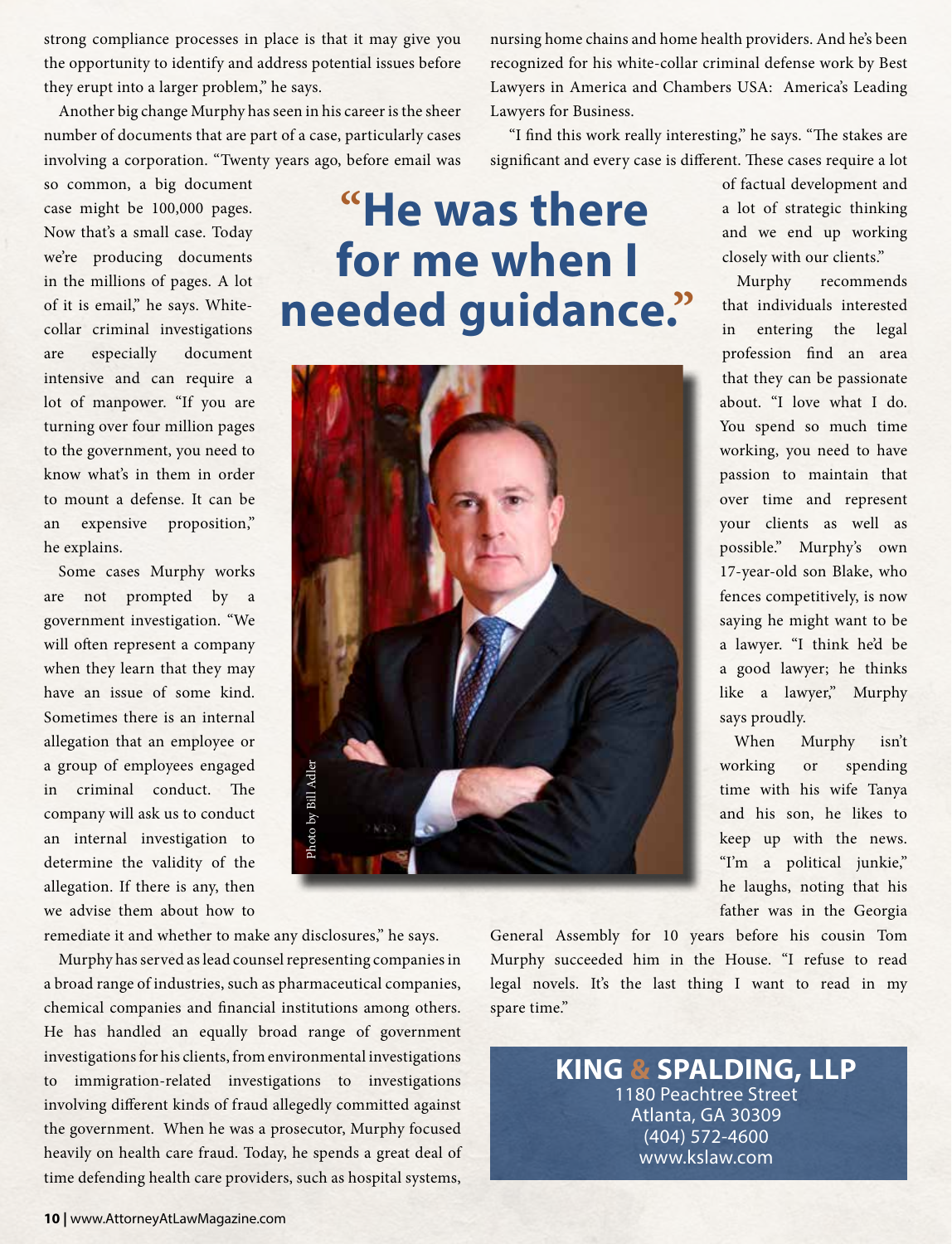strong compliance processes in place is that it may give you the opportunity to identify and address potential issues before they erupt into a larger problem," he says.

Another big change Murphy has seen in his career is the sheer number of documents that are part of a case, particularly cases involving a corporation. "Twenty years ago, before email was so common, a big document case might be 100,000 pages. Now that's a small case. Today we're producing documents in the millions of pages. A lot of it is email," he says. White-collar criminal investigations are especially document intensive and can require a lot of manpower. "If you are turning over four million pages to the government, you need to know what's in them in order to mount a defense. It can be an expensive proposition," he explains.

Some cases Murphy works are not prompted by a government investigation. "We will often represent a company when they learn that they may have an issue of some kind. Sometimes there is an internal allegation that an employee or a group of employees engaged in criminal conduct. The company will ask us to conduct an internal investigation to determine the validity of the allegation. If there is any, then we advise them about how to remediate it and whether to make any disclosures," he says.

## "He was there for me when I needed guidance."

Photo by Bill Adler

Murphy has served as lead counsel representing companies in a broad range of industries, such as pharmaceutical companies, chemical companies and financial institutions among others. He has handled an equally broad range of government investigations for his clients, from environmental investigations to immigration-related investigations to investigations involving different kinds of fraud allegedly committed against the government. When he was a prosecutor, Murphy focused heavily on health care fraud. Today, he spends a great deal of time defending health care providers, such as hospital systems, nursing home chains and home health providers. And he's been recognized for his white-collar criminal defense work by Best Lawyers in America and Chambers USA: America's Leading Lawyers for Business.

"I find this work really interesting," he says. "The stakes are significant and every case is different. These cases require a lot of factual development and a lot of strategic thinking and we end up working closely with our clients."

Murphy recommends that individuals interested in entering the legal profession find an area that they can be passionate about. "I love what I do. You spend so much time working, you need to have passion to maintain that over time and represent your clients as well as possible." Murphy's own 17-year-old son Blake, who fences competitively, is now saying he might want to be a lawyer. "I think he'd be a good lawyer; he thinks like a lawyer," Murphy says proudly.

When Murphy isn't working or spending time with his wife Tanya and his son, he likes to keep up with the news. "I'm a political junkie," he laughs, noting that his father was in the Georgia General Assembly for 10 years before his cousin Tom Murphy succeeded him in the House. "I refuse to read legal novels. It's the last thing I want to read in my spare time."

**KING & SPALDING, LLP**
1180 Peachtree Street
Atlanta, GA 30309
(404) 572-4600
www.kslaw.com